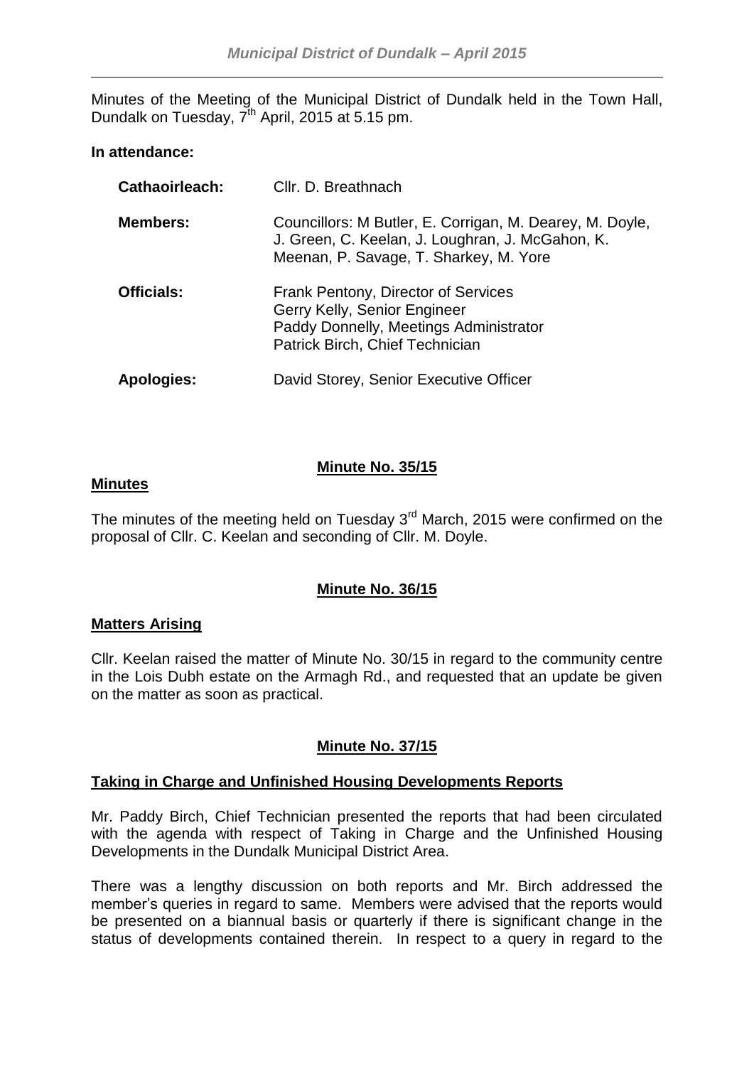Minutes of the Meeting of the Municipal District of Dundalk held in the Town Hall, Dundalk on Tuesday, 7th April, 2015 at 5.15 pm.

**In attendance:**

| | |
|---|---|
| **Cathaoirleach:** | Cllr. D. Breathnach |
| **Members:** | Councillors: M Butler, E. Corrigan, M. Dearey, M. Doyle, J. Green, C. Keelan, J. Loughran, J. McGahon, K. Meenan, P. Savage, T. Sharkey, M. Yore |
| **Officials:** | Frank Pentony, Director of Services<br>Gerry Kelly, Senior Engineer<br>Paddy Donnelly, Meetings Administrator<br>Patrick Birch, Chief Technician |
| **Apologies:** | David Storey, Senior Executive Officer |

## Minute No. 35/15

**Minutes**

The minutes of the meeting held on Tuesday 3rd March, 2015 were confirmed on the proposal of Cllr. C. Keelan and seconding of Cllr. M. Doyle.

## Minute No. 36/15

**Matters Arising**

Cllr. Keelan raised the matter of Minute No. 30/15 in regard to the community centre in the Lois Dubh estate on the Armagh Rd., and requested that an update be given on the matter as soon as practical.

## Minute No. 37/15

**Taking in Charge and Unfinished Housing Developments Reports**

Mr. Paddy Birch, Chief Technician presented the reports that had been circulated with the agenda with respect of Taking in Charge and the Unfinished Housing Developments in the Dundalk Municipal District Area.

There was a lengthy discussion on both reports and Mr. Birch addressed the member's queries in regard to same. Members were advised that the reports would be presented on a biannual basis or quarterly if there is significant change in the status of developments contained therein. In respect to a query in regard to the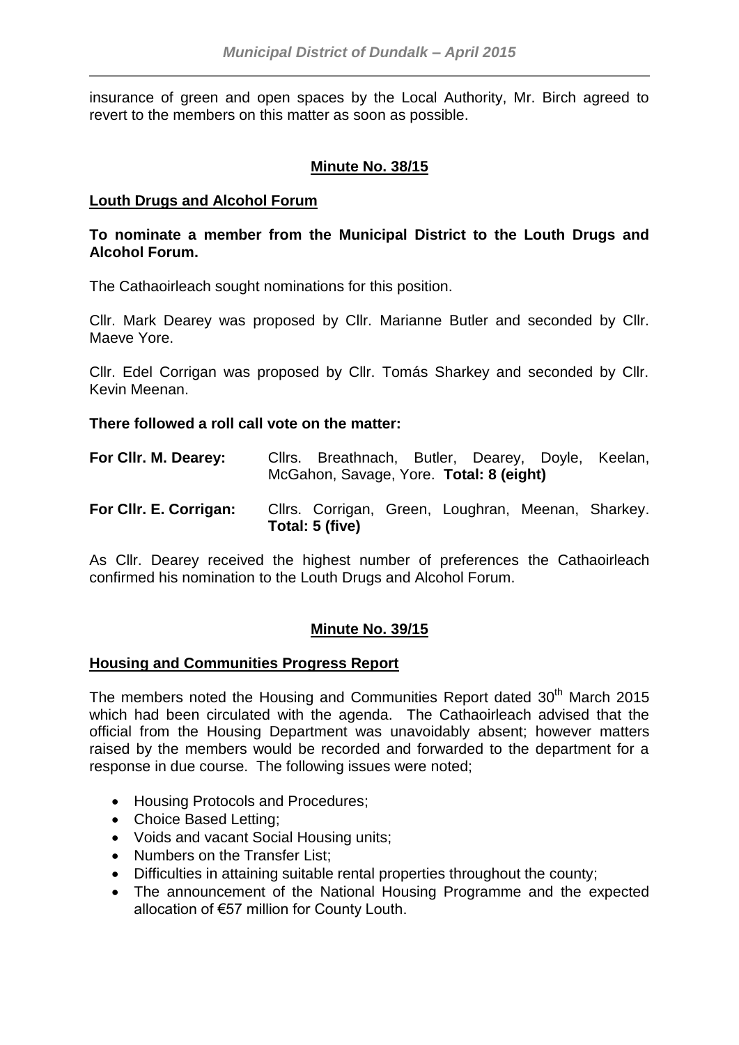insurance of green and open spaces by the Local Authority, Mr. Birch agreed to revert to the members on this matter as soon as possible.

## Minute No. 38/15

### Louth Drugs and Alcohol Forum

**To nominate a member from the Municipal District to the Louth Drugs and Alcohol Forum.**

The Cathaoirleach sought nominations for this position.

Cllr. Mark Dearey was proposed by Cllr. Marianne Butler and seconded by Cllr. Maeve Yore.

Cllr. Edel Corrigan was proposed by Cllr. Tomás Sharkey and seconded by Cllr. Kevin Meenan.

**There followed a roll call vote on the matter:**

| | |
|---|---|
| **For Cllr. M. Dearey:** | Cllrs. Breathnach, Butler, Dearey, Doyle, Keelan, McGahon, Savage, Yore. **Total: 8 (eight)** |
| **For Cllr. E. Corrigan:** | Cllrs. Corrigan, Green, Loughran, Meenan, Sharkey. **Total: 5 (five)** |

As Cllr. Dearey received the highest number of preferences the Cathaoirleach confirmed his nomination to the Louth Drugs and Alcohol Forum.

## Minute No. 39/15

### Housing and Communities Progress Report

The members noted the Housing and Communities Report dated 30th March 2015 which had been circulated with the agenda. The Cathaoirleach advised that the official from the Housing Department was unavoidably absent; however matters raised by the members would be recorded and forwarded to the department for a response in due course. The following issues were noted;

- Housing Protocols and Procedures;
- Choice Based Letting;
- Voids and vacant Social Housing units;
- Numbers on the Transfer List;
- Difficulties in attaining suitable rental properties throughout the county;
- The announcement of the National Housing Programme and the expected allocation of €57 million for County Louth.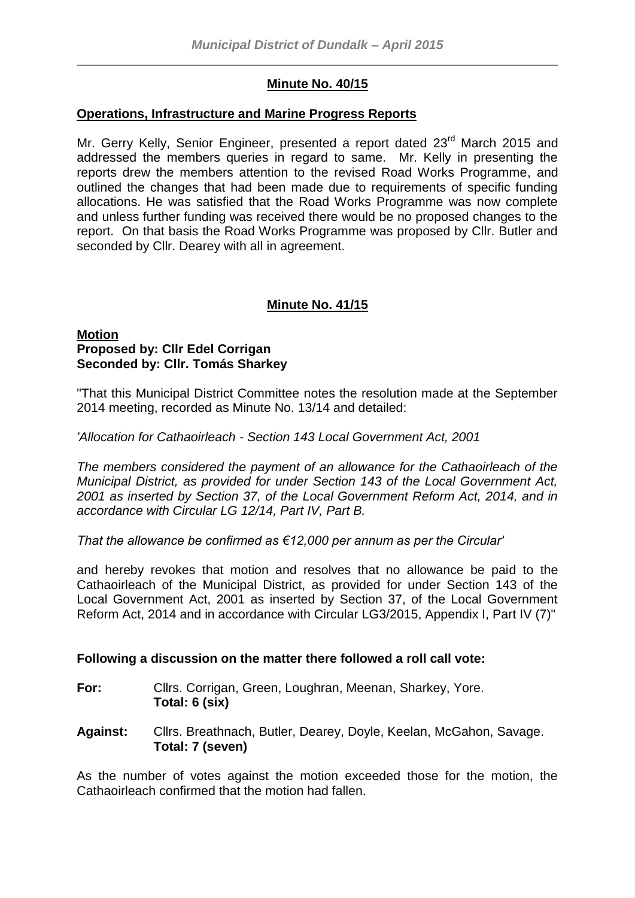## Minute No. 40/15

### Operations, Infrastructure and Marine Progress Reports

Mr. Gerry Kelly, Senior Engineer, presented a report dated 23rd March 2015 and addressed the members queries in regard to same. Mr. Kelly in presenting the reports drew the members attention to the revised Road Works Programme, and outlined the changes that had been made due to requirements of specific funding allocations. He was satisfied that the Road Works Programme was now complete and unless further funding was received there would be no proposed changes to the report. On that basis the Road Works Programme was proposed by Cllr. Butler and seconded by Cllr. Dearey with all in agreement.

## Minute No. 41/15

**Motion**
**Proposed by: Cllr Edel Corrigan**
**Seconded by: Cllr. Tomás Sharkey**

"That this Municipal District Committee notes the resolution made at the September 2014 meeting, recorded as Minute No. 13/14 and detailed:

*'Allocation for Cathaoirleach - Section 143 Local Government Act, 2001*

*The members considered the payment of an allowance for the Cathaoirleach of the Municipal District, as provided for under Section 143 of the Local Government Act, 2001 as inserted by Section 37, of the Local Government Reform Act, 2014, and in accordance with Circular LG 12/14, Part IV, Part B.*

*That the allowance be confirmed as €12,000 per annum as per the Circular'*

and hereby revokes that motion and resolves that no allowance be paid to the Cathaoirleach of the Municipal District, as provided for under Section 143 of the Local Government Act, 2001 as inserted by Section 37, of the Local Government Reform Act, 2014 and in accordance with Circular LG3/2015, Appendix I, Part IV (7)"

**Following a discussion on the matter there followed a roll call vote:**

**For:** Cllrs. Corrigan, Green, Loughran, Meenan, Sharkey, Yore.
**Total: 6 (six)**

**Against:** Cllrs. Breathnach, Butler, Dearey, Doyle, Keelan, McGahon, Savage.
**Total: 7 (seven)**

As the number of votes against the motion exceeded those for the motion, the Cathaoirleach confirmed that the motion had fallen.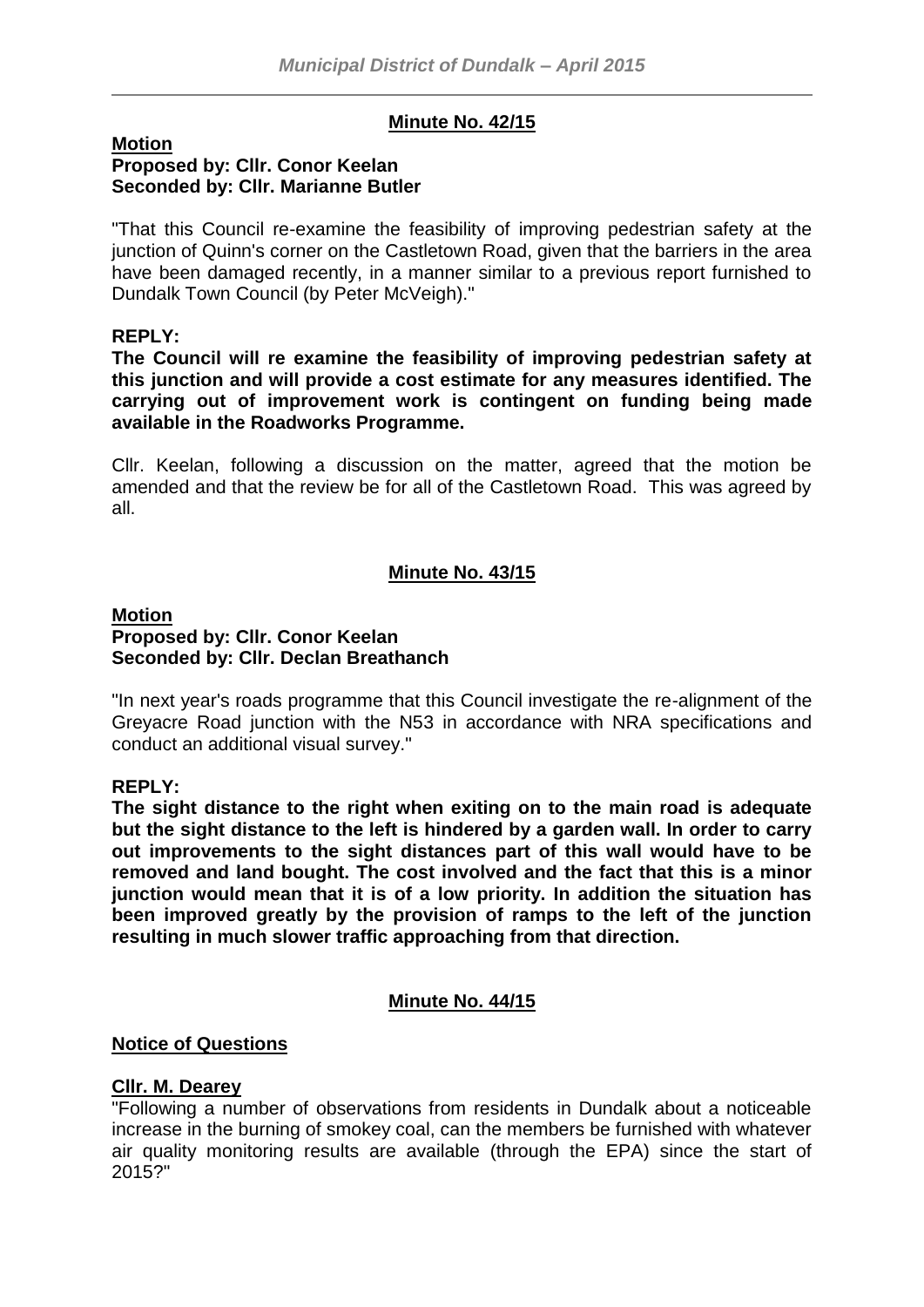## Minute No. 42/15

**Motion**
**Proposed by: Cllr. Conor Keelan**
**Seconded by: Cllr. Marianne Butler**

"That this Council re-examine the feasibility of improving pedestrian safety at the junction of Quinn's corner on the Castletown Road, given that the barriers in the area have been damaged recently, in a manner similar to a previous report furnished to Dundalk Town Council (by Peter McVeigh)."

**REPLY:**

**The Council will re examine the feasibility of improving pedestrian safety at this junction and will provide a cost estimate for any measures identified. The carrying out of improvement work is contingent on funding being made available in the Roadworks Programme.**

Cllr. Keelan, following a discussion on the matter, agreed that the motion be amended and that the review be for all of the Castletown Road. This was agreed by all.

## Minute No. 43/15

**Motion**
**Proposed by: Cllr. Conor Keelan**
**Seconded by: Cllr. Declan Breathanch**

"In next year's roads programme that this Council investigate the re-alignment of the Greyacre Road junction with the N53 in accordance with NRA specifications and conduct an additional visual survey."

**REPLY:**

**The sight distance to the right when exiting on to the main road is adequate but the sight distance to the left is hindered by a garden wall. In order to carry out improvements to the sight distances part of this wall would have to be removed and land bought. The cost involved and the fact that this is a minor junction would mean that it is of a low priority. In addition the situation has been improved greatly by the provision of ramps to the left of the junction resulting in much slower traffic approaching from that direction.**

## Minute No. 44/15

**Notice of Questions**

**Cllr. M. Dearey**

"Following a number of observations from residents in Dundalk about a noticeable increase in the burning of smokey coal, can the members be furnished with whatever air quality monitoring results are available (through the EPA) since the start of 2015?"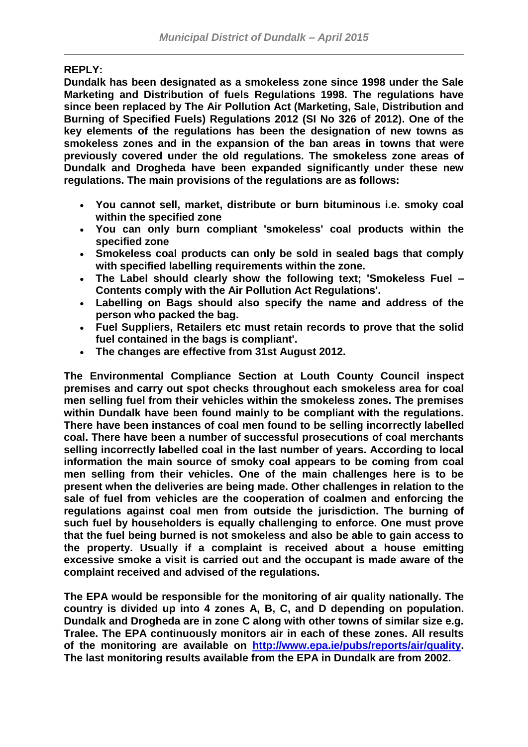**REPLY:**

**Dundalk has been designated as a smokeless zone since 1998 under the Sale Marketing and Distribution of fuels Regulations 1998. The regulations have since been replaced by The Air Pollution Act (Marketing, Sale, Distribution and Burning of Specified Fuels) Regulations 2012 (SI No 326 of 2012). One of the key elements of the regulations has been the designation of new towns as smokeless zones and in the expansion of the ban areas in towns that were previously covered under the old regulations. The smokeless zone areas of Dundalk and Drogheda have been expanded significantly under these new regulations. The main provisions of the regulations are as follows:**

- **You cannot sell, market, distribute or burn bituminous i.e. smoky coal within the specified zone**
- **You can only burn compliant 'smokeless' coal products within the specified zone**
- **Smokeless coal products can only be sold in sealed bags that comply with specified labelling requirements within the zone.**
- **The Label should clearly show the following text; 'Smokeless Fuel – Contents comply with the Air Pollution Act Regulations'.**
- **Labelling on Bags should also specify the name and address of the person who packed the bag.**
- **Fuel Suppliers, Retailers etc must retain records to prove that the solid fuel contained in the bags is compliant'.**
- **The changes are effective from 31st August 2012.**

**The Environmental Compliance Section at Louth County Council inspect premises and carry out spot checks throughout each smokeless area for coal men selling fuel from their vehicles within the smokeless zones. The premises within Dundalk have been found mainly to be compliant with the regulations. There have been instances of coal men found to be selling incorrectly labelled coal. There have been a number of successful prosecutions of coal merchants selling incorrectly labelled coal in the last number of years. According to local information the main source of smoky coal appears to be coming from coal men selling from their vehicles. One of the main challenges here is to be present when the deliveries are being made. Other challenges in relation to the sale of fuel from vehicles are the cooperation of coalmen and enforcing the regulations against coal men from outside the jurisdiction. The burning of such fuel by householders is equally challenging to enforce. One must prove that the fuel being burned is not smokeless and also be able to gain access to the property. Usually if a complaint is received about a house emitting excessive smoke a visit is carried out and the occupant is made aware of the complaint received and advised of the regulations.**

**The EPA would be responsible for the monitoring of air quality nationally. The country is divided up into 4 zones A, B, C, and D depending on population. Dundalk and Drogheda are in zone C along with other towns of similar size e.g. Tralee. The EPA continuously monitors air in each of these zones. All results of the monitoring are available on [http://www.epa.ie/pubs/reports/air/quality](http://www.epa.ie/pubs/reports/air/quality). The last monitoring results available from the EPA in Dundalk are from 2002.**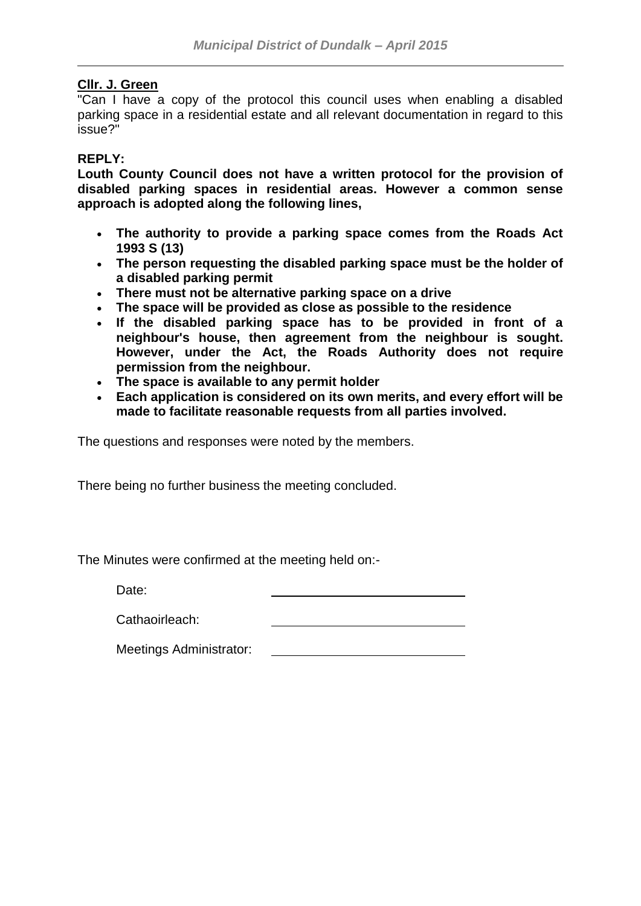**Cllr. J. Green**

"Can I have a copy of the protocol this council uses when enabling a disabled parking space in a residential estate and all relevant documentation in regard to this issue?"

**REPLY:**

**Louth County Council does not have a written protocol for the provision of disabled parking spaces in residential areas. However a common sense approach is adopted along the following lines,**

- **The authority to provide a parking space comes from the Roads Act 1993 S (13)**
- **The person requesting the disabled parking space must be the holder of a disabled parking permit**
- **There must not be alternative parking space on a drive**
- **The space will be provided as close as possible to the residence**
- **If the disabled parking space has to be provided in front of a neighbour's house, then agreement from the neighbour is sought. However, under the Act, the Roads Authority does not require permission from the neighbour.**
- **The space is available to any permit holder**
- **Each application is considered on its own merits, and every effort will be made to facilitate reasonable requests from all parties involved.**

The questions and responses were noted by the members.

There being no further business the meeting concluded.

The Minutes were confirmed at the meeting held on:-

Date: \_\_\_\_\_\_\_\_\_\_\_\_\_\_\_\_\_\_\_\_\_\_\_\_

Cathaoirleach: \_\_\_\_\_\_\_\_\_\_\_\_\_\_\_\_\_\_\_\_\_\_\_\_

Meetings Administrator: \_\_\_\_\_\_\_\_\_\_\_\_\_\_\_\_\_\_\_\_\_\_\_\_